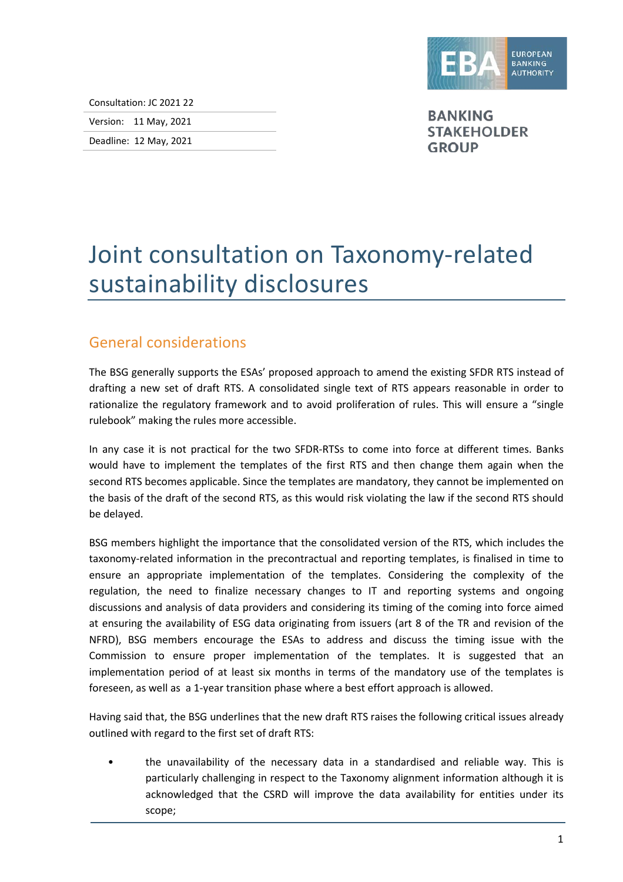Consultation: JC 2021 22

Version: 11 May, 2021

Deadline: 12 May, 2021

EBA EUROPEAN BANKING AUTHORITY

BANKING STAKEHOLDER GROUP

# Joint consultation on Taxonomy-related sustainability disclosures

## General considerations

The BSG generally supports the ESAs' proposed approach to amend the existing SFDR RTS instead of drafting a new set of draft RTS. A consolidated single text of RTS appears reasonable in order to rationalize the regulatory framework and to avoid proliferation of rules. This will ensure a "single rulebook" making the rules more accessible.

In any case it is not practical for the two SFDR-RTSs to come into force at different times. Banks would have to implement the templates of the first RTS and then change them again when the second RTS becomes applicable. Since the templates are mandatory, they cannot be implemented on the basis of the draft of the second RTS, as this would risk violating the law if the second RTS should be delayed.

BSG members highlight the importance that the consolidated version of the RTS, which includes the taxonomy-related information in the precontractual and reporting templates, is finalised in time to ensure an appropriate implementation of the templates. Considering the complexity of the regulation, the need to finalize necessary changes to IT and reporting systems and ongoing discussions and analysis of data providers and considering its timing of the coming into force aimed at ensuring the availability of ESG data originating from issuers (art 8 of the TR and revision of the NFRD), BSG members encourage the ESAs to address and discuss the timing issue with the Commission to ensure proper implementation of the templates. It is suggested that an implementation period of at least six months in terms of the mandatory use of the templates is foreseen, as well as a 1-year transition phase where a best effort approach is allowed.

Having said that, the BSG underlines that the new draft RTS raises the following critical issues already outlined with regard to the first set of draft RTS:

- the unavailability of the necessary data in a standardised and reliable way. This is particularly challenging in respect to the Taxonomy alignment information although it is acknowledged that the CSRD will improve the data availability for entities under its scope;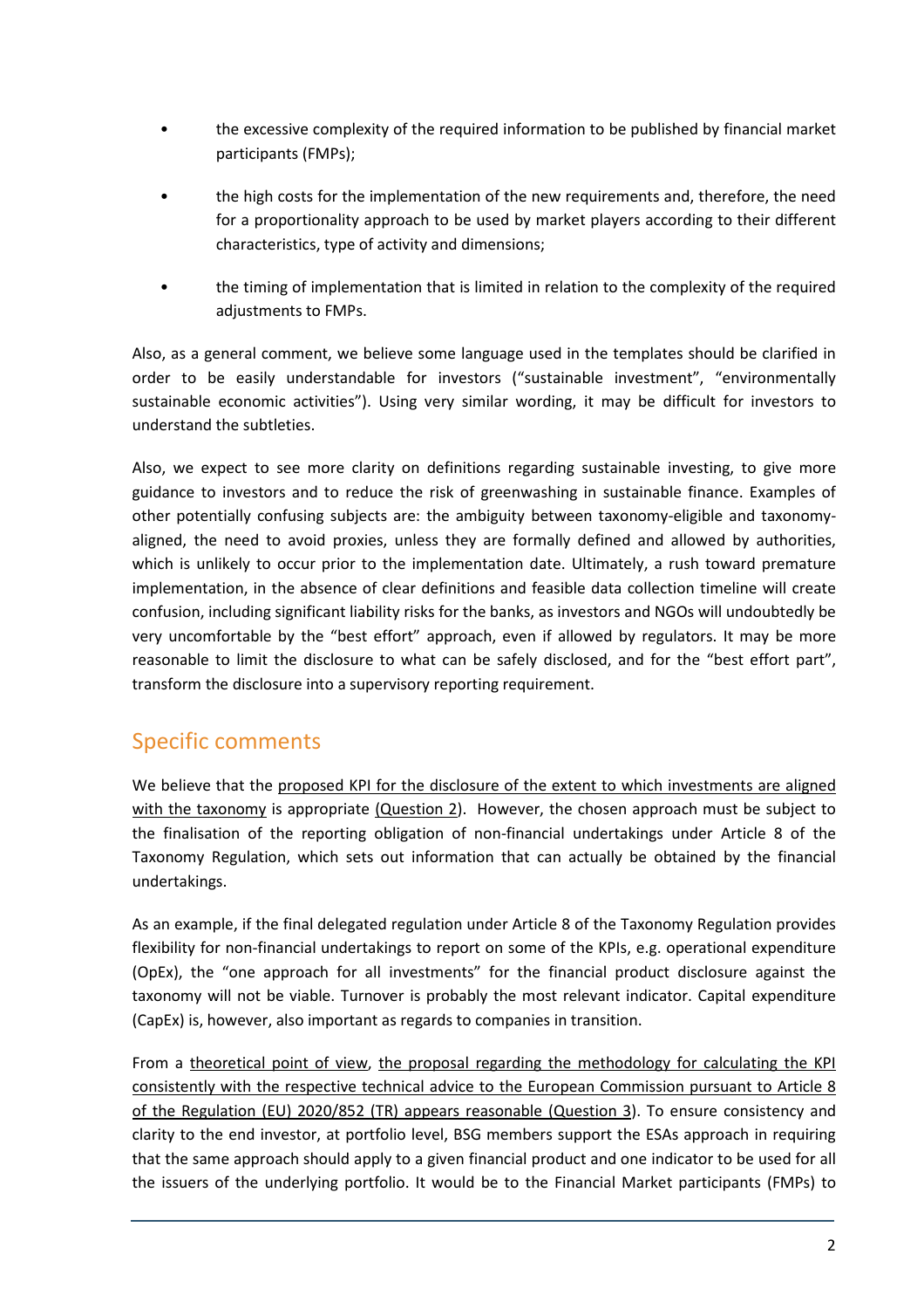- the excessive complexity of the required information to be published by financial market participants (FMPs);
- the high costs for the implementation of the new requirements and, therefore, the need for a proportionality approach to be used by market players according to their different characteristics, type of activity and dimensions;
- the timing of implementation that is limited in relation to the complexity of the required adjustments to FMPs.

Also, as a general comment, we believe some language used in the templates should be clarified in order to be easily understandable for investors ("sustainable investment", "environmentally sustainable economic activities"). Using very similar wording, it may be difficult for investors to understand the subtleties.

Also, we expect to see more clarity on definitions regarding sustainable investing, to give more guidance to investors and to reduce the risk of greenwashing in sustainable finance. Examples of other potentially confusing subjects are: the ambiguity between taxonomy-eligible and taxonomy-aligned, the need to avoid proxies, unless they are formally defined and allowed by authorities, which is unlikely to occur prior to the implementation date. Ultimately, a rush toward premature implementation, in the absence of clear definitions and feasible data collection timeline will create confusion, including significant liability risks for the banks, as investors and NGOs will undoubtedly be very uncomfortable by the "best effort" approach, even if allowed by regulators. It may be more reasonable to limit the disclosure to what can be safely disclosed, and for the "best effort part", transform the disclosure into a supervisory reporting requirement.

## Specific comments

We believe that the proposed KPI for the disclosure of the extent to which investments are aligned with the taxonomy is appropriate (Question 2). However, the chosen approach must be subject to the finalisation of the reporting obligation of non-financial undertakings under Article 8 of the Taxonomy Regulation, which sets out information that can actually be obtained by the financial undertakings.

As an example, if the final delegated regulation under Article 8 of the Taxonomy Regulation provides flexibility for non-financial undertakings to report on some of the KPIs, e.g. operational expenditure (OpEx), the "one approach for all investments" for the financial product disclosure against the taxonomy will not be viable. Turnover is probably the most relevant indicator. Capital expenditure (CapEx) is, however, also important as regards to companies in transition.

From a theoretical point of view, the proposal regarding the methodology for calculating the KPI consistently with the respective technical advice to the European Commission pursuant to Article 8 of the Regulation (EU) 2020/852 (TR) appears reasonable (Question 3). To ensure consistency and clarity to the end investor, at portfolio level, BSG members support the ESAs approach in requiring that the same approach should apply to a given financial product and one indicator to be used for all the issuers of the underlying portfolio. It would be to the Financial Market participants (FMPs) to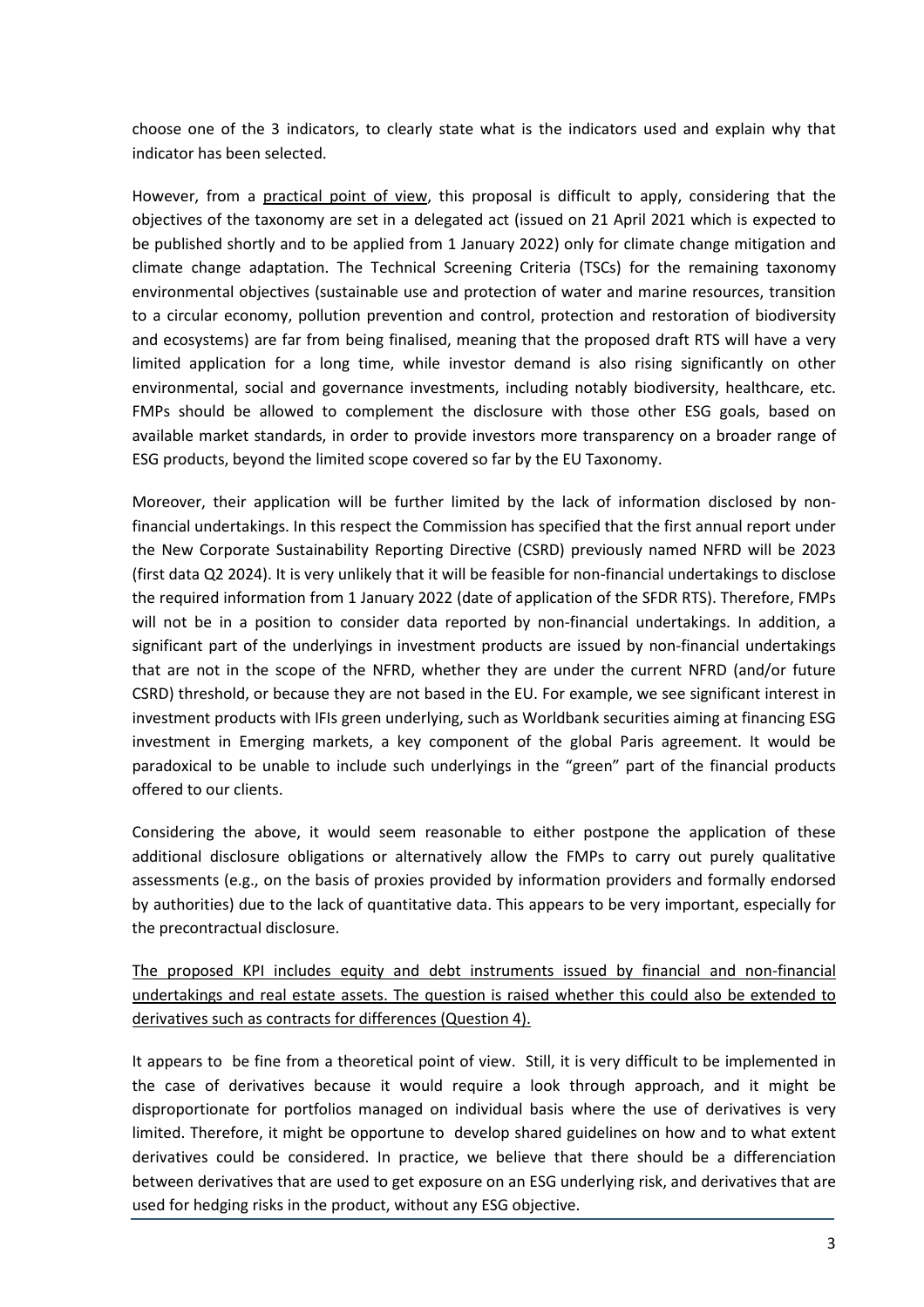choose one of the 3 indicators, to clearly state what is the indicators used and explain why that indicator has been selected.

However, from a <u>practical point of view</u>, this proposal is difficult to apply, considering that the objectives of the taxonomy are set in a delegated act (issued on 21 April 2021 which is expected to be published shortly and to be applied from 1 January 2022) only for climate change mitigation and climate change adaptation. The Technical Screening Criteria (TSCs) for the remaining taxonomy environmental objectives (sustainable use and protection of water and marine resources, transition to a circular economy, pollution prevention and control, protection and restoration of biodiversity and ecosystems) are far from being finalised, meaning that the proposed draft RTS will have a very limited application for a long time, while investor demand is also rising significantly on other environmental, social and governance investments, including notably biodiversity, healthcare, etc. FMPs should be allowed to complement the disclosure with those other ESG goals, based on available market standards, in order to provide investors more transparency on a broader range of ESG products, beyond the limited scope covered so far by the EU Taxonomy.

Moreover, their application will be further limited by the lack of information disclosed by non-financial undertakings. In this respect the Commission has specified that the first annual report under the New Corporate Sustainability Reporting Directive (CSRD) previously named NFRD will be 2023 (first data Q2 2024). It is very unlikely that it will be feasible for non-financial undertakings to disclose the required information from 1 January 2022 (date of application of the SFDR RTS). Therefore, FMPs will not be in a position to consider data reported by non-financial undertakings. In addition, a significant part of the underlyings in investment products are issued by non-financial undertakings that are not in the scope of the NFRD, whether they are under the current NFRD (and/or future CSRD) threshold, or because they are not based in the EU. For example, we see significant interest in investment products with IFIs green underlying, such as Worldbank securities aiming at financing ESG investment in Emerging markets, a key component of the global Paris agreement. It would be paradoxical to be unable to include such underlyings in the "green" part of the financial products offered to our clients.

Considering the above, it would seem reasonable to either postpone the application of these additional disclosure obligations or alternatively allow the FMPs to carry out purely qualitative assessments (e.g., on the basis of proxies provided by information providers and formally endorsed by authorities) due to the lack of quantitative data. This appears to be very important, especially for the precontractual disclosure.

<u>The proposed KPI includes equity and debt instruments issued by financial and non-financial undertakings and real estate assets. The question is raised whether this could also be extended to derivatives such as contracts for differences (Question 4).</u>

It appears to be fine from a theoretical point of view. Still, it is very difficult to be implemented in the case of derivatives because it would require a look through approach, and it might be disproportionate for portfolios managed on individual basis where the use of derivatives is very limited. Therefore, it might be opportune to develop shared guidelines on how and to what extent derivatives could be considered. In practice, we believe that there should be a differenciation between derivatives that are used to get exposure on an ESG underlying risk, and derivatives that are used for hedging risks in the product, without any ESG objective.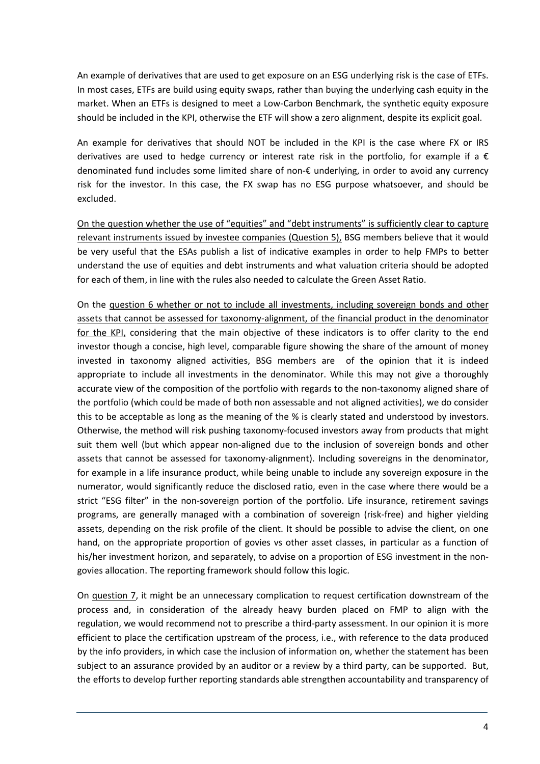An example of derivatives that are used to get exposure on an ESG underlying risk is the case of ETFs. In most cases, ETFs are build using equity swaps, rather than buying the underlying cash equity in the market. When an ETFs is designed to meet a Low-Carbon Benchmark, the synthetic equity exposure should be included in the KPI, otherwise the ETF will show a zero alignment, despite its explicit goal.

An example for derivatives that should NOT be included in the KPI is the case where FX or IRS derivatives are used to hedge currency or interest rate risk in the portfolio, for example if a € denominated fund includes some limited share of non-€ underlying, in order to avoid any currency risk for the investor. In this case, the FX swap has no ESG purpose whatsoever, and should be excluded.

<u>On the question whether the use of "equities" and "debt instruments" is sufficiently clear to capture relevant instruments issued by investee companies (Question 5),</u> BSG members believe that it would be very useful that the ESAs publish a list of indicative examples in order to help FMPs to better understand the use of equities and debt instruments and what valuation criteria should be adopted for each of them, in line with the rules also needed to calculate the Green Asset Ratio.

On the <u>question 6 whether or not to include all investments, including sovereign bonds and other assets that cannot be assessed for taxonomy-alignment, of the financial product in the denominator for the KPI,</u> considering that the main objective of these indicators is to offer clarity to the end investor though a concise, high level, comparable figure showing the share of the amount of money invested in taxonomy aligned activities, BSG members are of the opinion that it is indeed appropriate to include all investments in the denominator. While this may not give a thoroughly accurate view of the composition of the portfolio with regards to the non-taxonomy aligned share of the portfolio (which could be made of both non assessable and not aligned activities), we do consider this to be acceptable as long as the meaning of the % is clearly stated and understood by investors. Otherwise, the method will risk pushing taxonomy-focused investors away from products that might suit them well (but which appear non-aligned due to the inclusion of sovereign bonds and other assets that cannot be assessed for taxonomy-alignment). Including sovereigns in the denominator, for example in a life insurance product, while being unable to include any sovereign exposure in the numerator, would significantly reduce the disclosed ratio, even in the case where there would be a strict "ESG filter" in the non-sovereign portion of the portfolio. Life insurance, retirement savings programs, are generally managed with a combination of sovereign (risk-free) and higher yielding assets, depending on the risk profile of the client. It should be possible to advise the client, on one hand, on the appropriate proportion of govies vs other asset classes, in particular as a function of his/her investment horizon, and separately, to advise on a proportion of ESG investment in the non-govies allocation. The reporting framework should follow this logic.

On <u>question 7</u>, it might be an unnecessary complication to request certification downstream of the process and, in consideration of the already heavy burden placed on FMP to align with the regulation, we would recommend not to prescribe a third-party assessment. In our opinion it is more efficient to place the certification upstream of the process, i.e., with reference to the data produced by the info providers, in which case the inclusion of information on, whether the statement has been subject to an assurance provided by an auditor or a review by a third party, can be supported. But, the efforts to develop further reporting standards able strengthen accountability and transparency of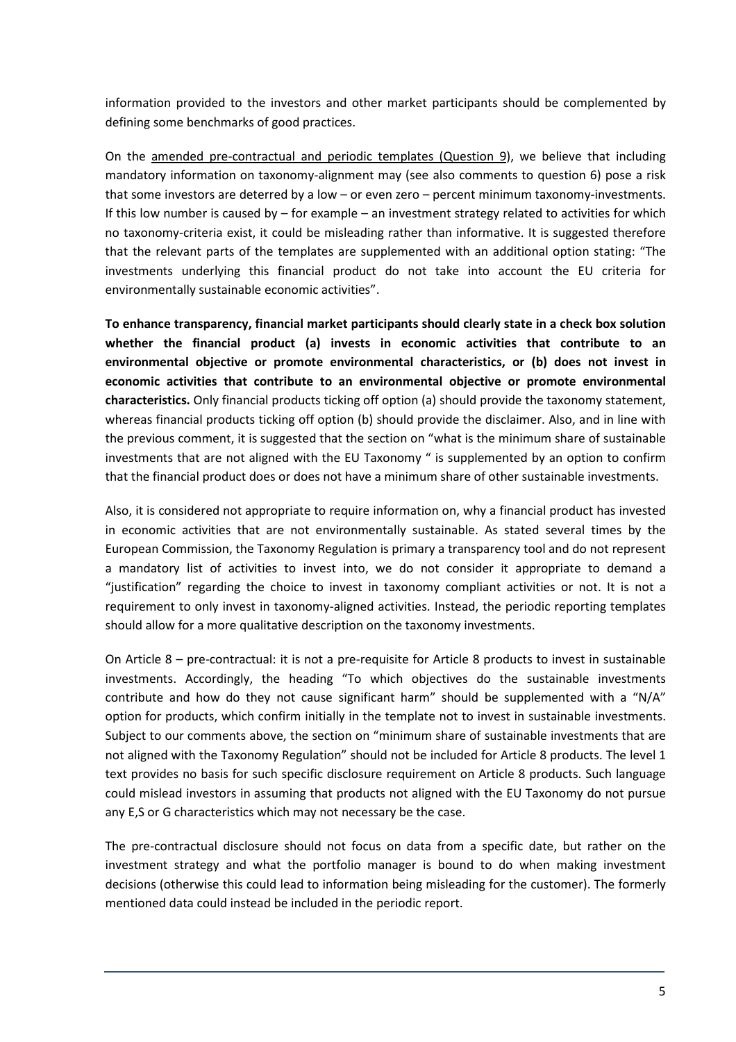information provided to the investors and other market participants should be complemented by defining some benchmarks of good practices.

On the amended pre-contractual and periodic templates (Question 9), we believe that including mandatory information on taxonomy-alignment may (see also comments to question 6) pose a risk that some investors are deterred by a low – or even zero – percent minimum taxonomy-investments. If this low number is caused by – for example – an investment strategy related to activities for which no taxonomy-criteria exist, it could be misleading rather than informative. It is suggested therefore that the relevant parts of the templates are supplemented with an additional option stating: "The investments underlying this financial product do not take into account the EU criteria for environmentally sustainable economic activities".

**To enhance transparency, financial market participants should clearly state in a check box solution whether the financial product (a) invests in economic activities that contribute to an environmental objective or promote environmental characteristics, or (b) does not invest in economic activities that contribute to an environmental objective or promote environmental characteristics.** Only financial products ticking off option (a) should provide the taxonomy statement, whereas financial products ticking off option (b) should provide the disclaimer. Also, and in line with the previous comment, it is suggested that the section on "what is the minimum share of sustainable investments that are not aligned with the EU Taxonomy " is supplemented by an option to confirm that the financial product does or does not have a minimum share of other sustainable investments.

Also, it is considered not appropriate to require information on, why a financial product has invested in economic activities that are not environmentally sustainable. As stated several times by the European Commission, the Taxonomy Regulation is primary a transparency tool and do not represent a mandatory list of activities to invest into, we do not consider it appropriate to demand a "justification" regarding the choice to invest in taxonomy compliant activities or not. It is not a requirement to only invest in taxonomy-aligned activities. Instead, the periodic reporting templates should allow for a more qualitative description on the taxonomy investments.

On Article 8 – pre-contractual: it is not a pre-requisite for Article 8 products to invest in sustainable investments. Accordingly, the heading "To which objectives do the sustainable investments contribute and how do they not cause significant harm" should be supplemented with a "N/A" option for products, which confirm initially in the template not to invest in sustainable investments. Subject to our comments above, the section on "minimum share of sustainable investments that are not aligned with the Taxonomy Regulation" should not be included for Article 8 products. The level 1 text provides no basis for such specific disclosure requirement on Article 8 products. Such language could mislead investors in assuming that products not aligned with the EU Taxonomy do not pursue any E,S or G characteristics which may not necessary be the case.

The pre-contractual disclosure should not focus on data from a specific date, but rather on the investment strategy and what the portfolio manager is bound to do when making investment decisions (otherwise this could lead to information being misleading for the customer). The formerly mentioned data could instead be included in the periodic report.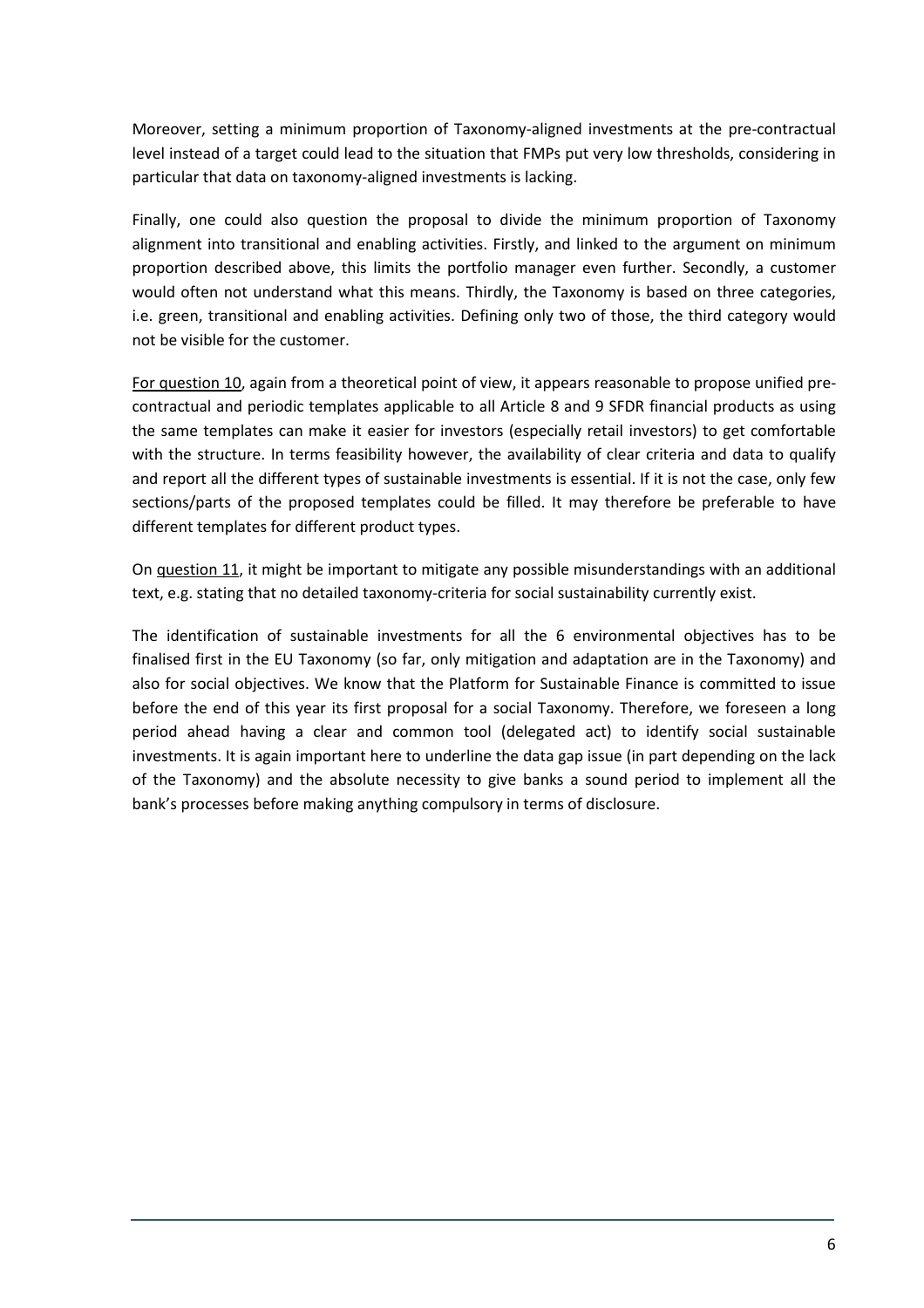Moreover, setting a minimum proportion of Taxonomy-aligned investments at the pre-contractual level instead of a target could lead to the situation that FMPs put very low thresholds, considering in particular that data on taxonomy-aligned investments is lacking.

Finally, one could also question the proposal to divide the minimum proportion of Taxonomy alignment into transitional and enabling activities. Firstly, and linked to the argument on minimum proportion described above, this limits the portfolio manager even further. Secondly, a customer would often not understand what this means. Thirdly, the Taxonomy is based on three categories, i.e. green, transitional and enabling activities. Defining only two of those, the third category would not be visible for the customer.

For question 10, again from a theoretical point of view, it appears reasonable to propose unified pre-contractual and periodic templates applicable to all Article 8 and 9 SFDR financial products as using the same templates can make it easier for investors (especially retail investors) to get comfortable with the structure. In terms feasibility however, the availability of clear criteria and data to qualify and report all the different types of sustainable investments is essential. If it is not the case, only few sections/parts of the proposed templates could be filled. It may therefore be preferable to have different templates for different product types.

On question 11, it might be important to mitigate any possible misunderstandings with an additional text, e.g. stating that no detailed taxonomy-criteria for social sustainability currently exist.

The identification of sustainable investments for all the 6 environmental objectives has to be finalised first in the EU Taxonomy (so far, only mitigation and adaptation are in the Taxonomy) and also for social objectives. We know that the Platform for Sustainable Finance is committed to issue before the end of this year its first proposal for a social Taxonomy. Therefore, we foreseen a long period ahead having a clear and common tool (delegated act) to identify social sustainable investments. It is again important here to underline the data gap issue (in part depending on the lack of the Taxonomy) and the absolute necessity to give banks a sound period to implement all the bank's processes before making anything compulsory in terms of disclosure.